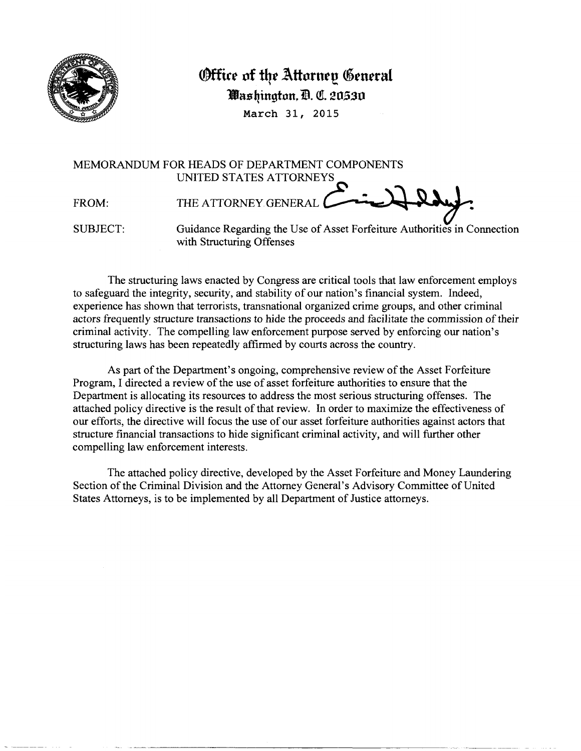# Office of the Attorney General
## Washington, D.C. 20530

March 31, 2015

MEMORANDUM FOR HEADS OF DEPARTMENT COMPONENTS
UNITED STATES ATTORNEYS

FROM: THE ATTORNEY GENERAL

SUBJECT: Guidance Regarding the Use of Asset Forfeiture Authorities in Connection with Structuring Offenses

The structuring laws enacted by Congress are critical tools that law enforcement employs to safeguard the integrity, security, and stability of our nation's financial system. Indeed, experience has shown that terrorists, transnational organized crime groups, and other criminal actors frequently structure transactions to hide the proceeds and facilitate the commission of their criminal activity. The compelling law enforcement purpose served by enforcing our nation's structuring laws has been repeatedly affirmed by courts across the country.

As part of the Department's ongoing, comprehensive review of the Asset Forfeiture Program, I directed a review of the use of asset forfeiture authorities to ensure that the Department is allocating its resources to address the most serious structuring offenses. The attached policy directive is the result of that review. In order to maximize the effectiveness of our efforts, the directive will focus the use of our asset forfeiture authorities against actors that structure financial transactions to hide significant criminal activity, and will further other compelling law enforcement interests.

The attached policy directive, developed by the Asset Forfeiture and Money Laundering Section of the Criminal Division and the Attorney General's Advisory Committee of United States Attorneys, is to be implemented by all Department of Justice attorneys.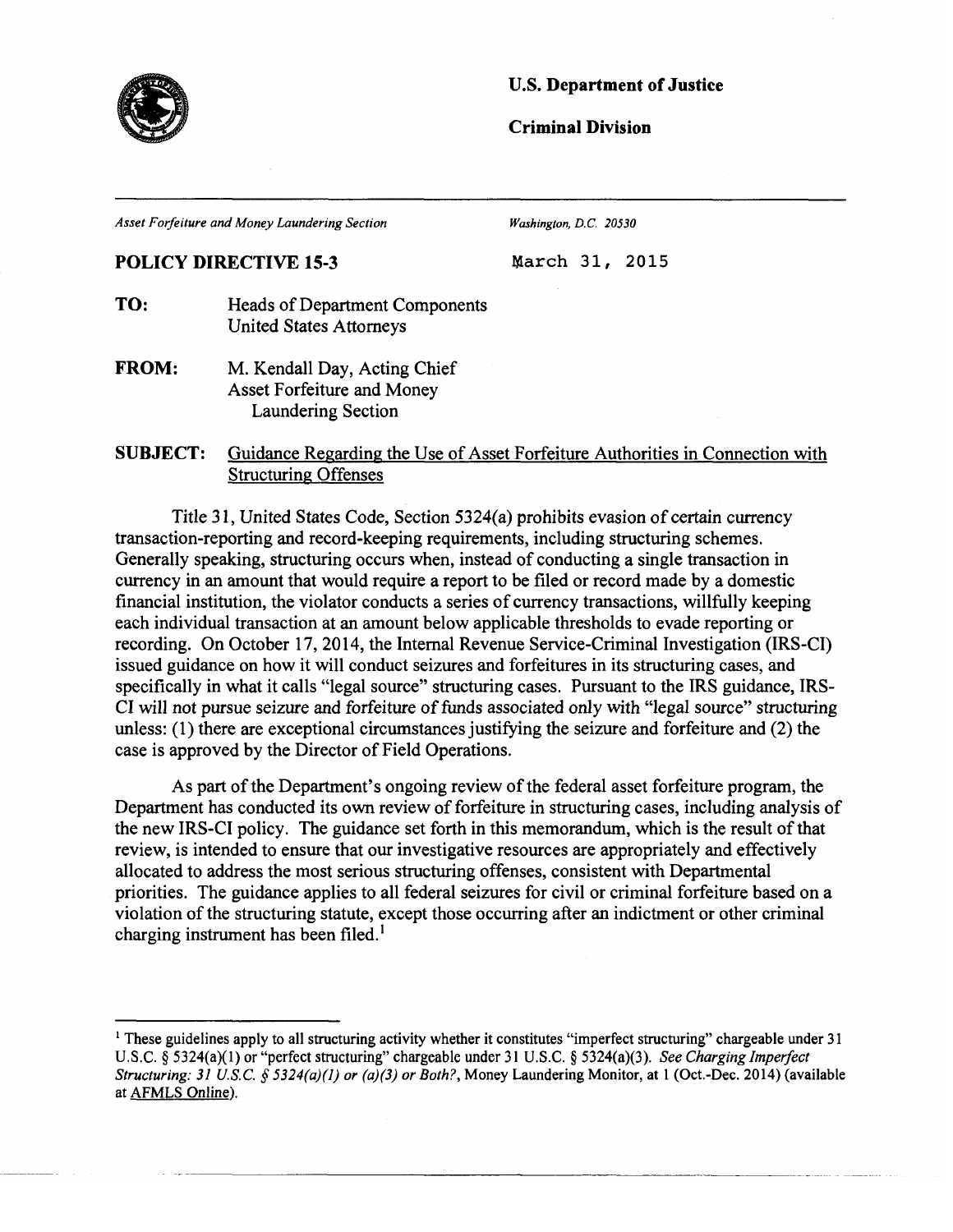**U.S. Department of Justice**

**Criminal Division**

---

*Asset Forfeiture and Money Laundering Section*

*Washington, D.C. 20530*

**POLICY DIRECTIVE 15-3**

March 31, 2015

**TO:** Heads of Department Components
United States Attorneys

**FROM:** M. Kendall Day, Acting Chief
Asset Forfeiture and Money Laundering Section

**SUBJECT:** Guidance Regarding the Use of Asset Forfeiture Authorities in Connection with Structuring Offenses

Title 31, United States Code, Section 5324(a) prohibits evasion of certain currency transaction-reporting and record-keeping requirements, including structuring schemes. Generally speaking, structuring occurs when, instead of conducting a single transaction in currency in an amount that would require a report to be filed or record made by a domestic financial institution, the violator conducts a series of currency transactions, willfully keeping each individual transaction at an amount below applicable thresholds to evade reporting or recording. On October 17, 2014, the Internal Revenue Service-Criminal Investigation (IRS-CI) issued guidance on how it will conduct seizures and forfeitures in its structuring cases, and specifically in what it calls "legal source" structuring cases. Pursuant to the IRS guidance, IRS-CI will not pursue seizure and forfeiture of funds associated only with "legal source" structuring unless: (1) there are exceptional circumstances justifying the seizure and forfeiture and (2) the case is approved by the Director of Field Operations.

As part of the Department's ongoing review of the federal asset forfeiture program, the Department has conducted its own review of forfeiture in structuring cases, including analysis of the new IRS-CI policy. The guidance set forth in this memorandum, which is the result of that review, is intended to ensure that our investigative resources are appropriately and effectively allocated to address the most serious structuring offenses, consistent with Departmental priorities. The guidance applies to all federal seizures for civil or criminal forfeiture based on a violation of the structuring statute, except those occurring after an indictment or other criminal charging instrument has been filed.[1]

---

[1] These guidelines apply to all structuring activity whether it constitutes "imperfect structuring" chargeable under 31 U.S.C. § 5324(a)(1) or "perfect structuring" chargeable under 31 U.S.C. § 5324(a)(3). *See Charging Imperfect Structuring: 31 U.S.C. § 5324(a)(1) or (a)(3) or Both?*, Money Laundering Monitor, at 1 (Oct.-Dec. 2014) (available at AFMLS Online).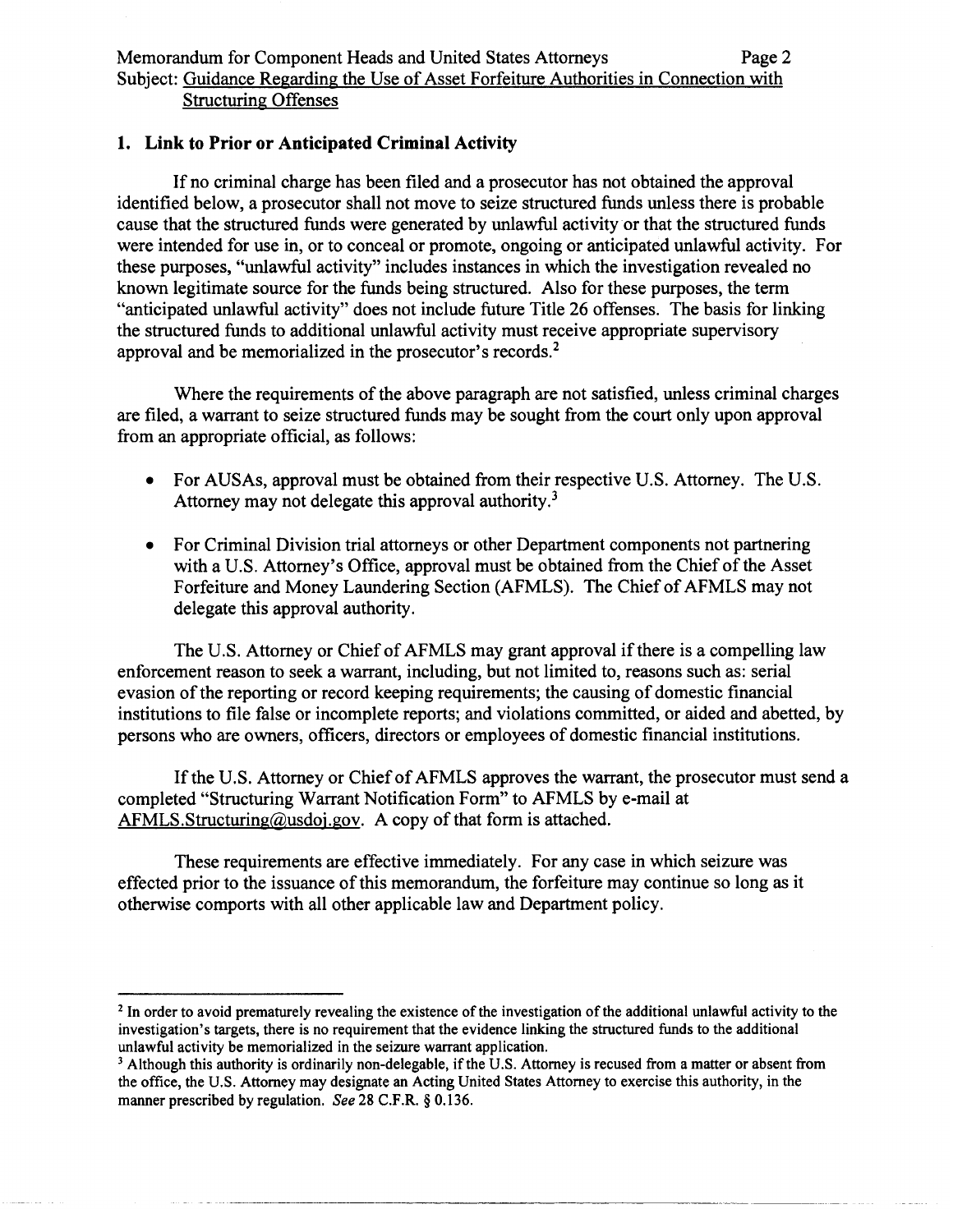## 1. Link to Prior or Anticipated Criminal Activity

If no criminal charge has been filed and a prosecutor has not obtained the approval identified below, a prosecutor shall not move to seize structured funds unless there is probable cause that the structured funds were generated by unlawful activity or that the structured funds were intended for use in, or to conceal or promote, ongoing or anticipated unlawful activity. For these purposes, "unlawful activity" includes instances in which the investigation revealed no known legitimate source for the funds being structured. Also for these purposes, the term "anticipated unlawful activity" does not include future Title 26 offenses. The basis for linking the structured funds to additional unlawful activity must receive appropriate supervisory approval and be memorialized in the prosecutor's records.[2]

Where the requirements of the above paragraph are not satisfied, unless criminal charges are filed, a warrant to seize structured funds may be sought from the court only upon approval from an appropriate official, as follows:

- For AUSAs, approval must be obtained from their respective U.S. Attorney. The U.S. Attorney may not delegate this approval authority.[3]
- For Criminal Division trial attorneys or other Department components not partnering with a U.S. Attorney's Office, approval must be obtained from the Chief of the Asset Forfeiture and Money Laundering Section (AFMLS). The Chief of AFMLS may not delegate this approval authority.

The U.S. Attorney or Chief of AFMLS may grant approval if there is a compelling law enforcement reason to seek a warrant, including, but not limited to, reasons such as: serial evasion of the reporting or record keeping requirements; the causing of domestic financial institutions to file false or incomplete reports; and violations committed, or aided and abetted, by persons who are owners, officers, directors or employees of domestic financial institutions.

If the U.S. Attorney or Chief of AFMLS approves the warrant, the prosecutor must send a completed "Structuring Warrant Notification Form" to AFMLS by e-mail at AFMLS.Structuring@usdoj.gov. A copy of that form is attached.

These requirements are effective immediately. For any case in which seizure was effected prior to the issuance of this memorandum, the forfeiture may continue so long as it otherwise comports with all other applicable law and Department policy.

---

[2] In order to avoid prematurely revealing the existence of the investigation of the additional unlawful activity to the investigation's targets, there is no requirement that the evidence linking the structured funds to the additional unlawful activity be memorialized in the seizure warrant application.

[3] Although this authority is ordinarily non-delegable, if the U.S. Attorney is recused from a matter or absent from the office, the U.S. Attorney may designate an Acting United States Attorney to exercise this authority, in the manner prescribed by regulation. *See* 28 C.F.R. § 0.136.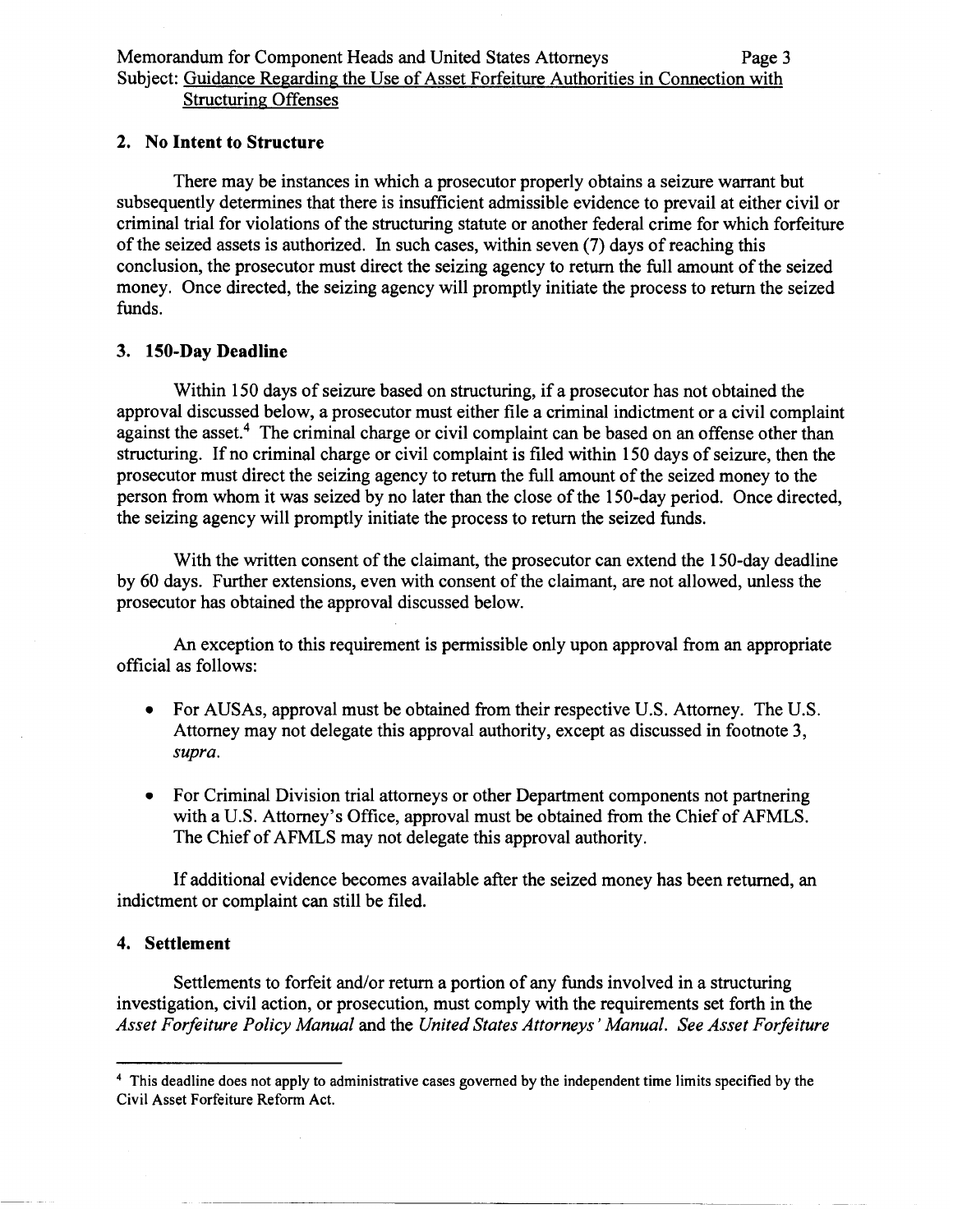## 2. No Intent to Structure

There may be instances in which a prosecutor properly obtains a seizure warrant but subsequently determines that there is insufficient admissible evidence to prevail at either civil or criminal trial for violations of the structuring statute or another federal crime for which forfeiture of the seized assets is authorized. In such cases, within seven (7) days of reaching this conclusion, the prosecutor must direct the seizing agency to return the full amount of the seized money. Once directed, the seizing agency will promptly initiate the process to return the seized funds.

## 3. 150-Day Deadline

Within 150 days of seizure based on structuring, if a prosecutor has not obtained the approval discussed below, a prosecutor must either file a criminal indictment or a civil complaint against the asset.[4] The criminal charge or civil complaint can be based on an offense other than structuring. If no criminal charge or civil complaint is filed within 150 days of seizure, then the prosecutor must direct the seizing agency to return the full amount of the seized money to the person from whom it was seized by no later than the close of the 150-day period. Once directed, the seizing agency will promptly initiate the process to return the seized funds.

With the written consent of the claimant, the prosecutor can extend the 150-day deadline by 60 days. Further extensions, even with consent of the claimant, are not allowed, unless the prosecutor has obtained the approval discussed below.

An exception to this requirement is permissible only upon approval from an appropriate official as follows:

- For AUSAs, approval must be obtained from their respective U.S. Attorney. The U.S. Attorney may not delegate this approval authority, except as discussed in footnote 3, *supra*.
- For Criminal Division trial attorneys or other Department components not partnering with a U.S. Attorney's Office, approval must be obtained from the Chief of AFMLS. The Chief of AFMLS may not delegate this approval authority.

If additional evidence becomes available after the seized money has been returned, an indictment or complaint can still be filed.

## 4. Settlement

Settlements to forfeit and/or return a portion of any funds involved in a structuring investigation, civil action, or prosecution, must comply with the requirements set forth in the *Asset Forfeiture Policy Manual* and the *United States Attorneys' Manual*. *See Asset Forfeiture*

---

[4] This deadline does not apply to administrative cases governed by the independent time limits specified by the Civil Asset Forfeiture Reform Act.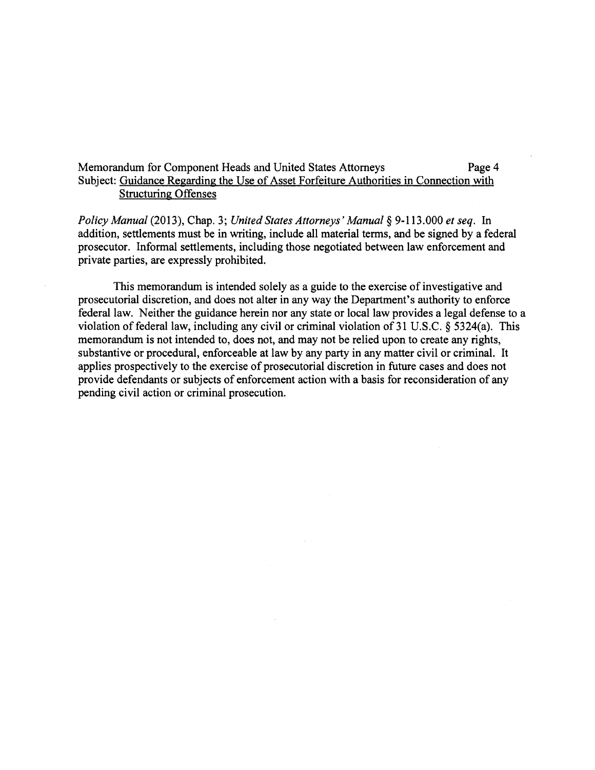*Policy Manual* (2013), Chap. 3; *United States Attorneys' Manual* § 9-113.000 *et seq*. In addition, settlements must be in writing, include all material terms, and be signed by a federal prosecutor. Informal settlements, including those negotiated between law enforcement and private parties, are expressly prohibited.

This memorandum is intended solely as a guide to the exercise of investigative and prosecutorial discretion, and does not alter in any way the Department's authority to enforce federal law. Neither the guidance herein nor any state or local law provides a legal defense to a violation of federal law, including any civil or criminal violation of 31 U.S.C. § 5324(a). This memorandum is not intended to, does not, and may not be relied upon to create any rights, substantive or procedural, enforceable at law by any party in any matter civil or criminal. It applies prospectively to the exercise of prosecutorial discretion in future cases and does not provide defendants or subjects of enforcement action with a basis for reconsideration of any pending civil action or criminal prosecution.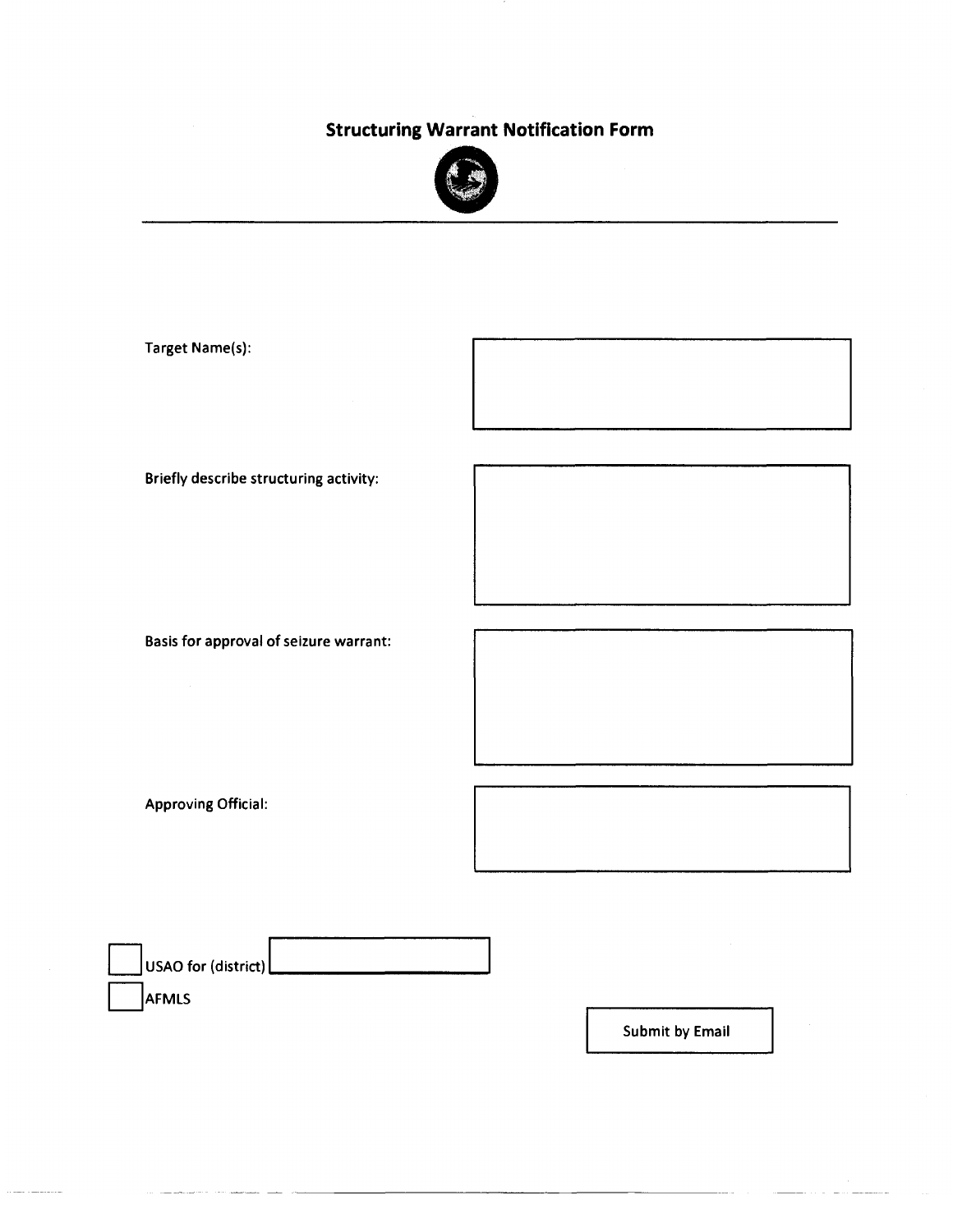# Structuring Warrant Notification Form

Target Name(s):

Briefly describe structuring activity:

Basis for approval of seizure warrant:

Approving Official:

- [ ] USAO for (district)
- [ ] AFMLS

Submit by Email